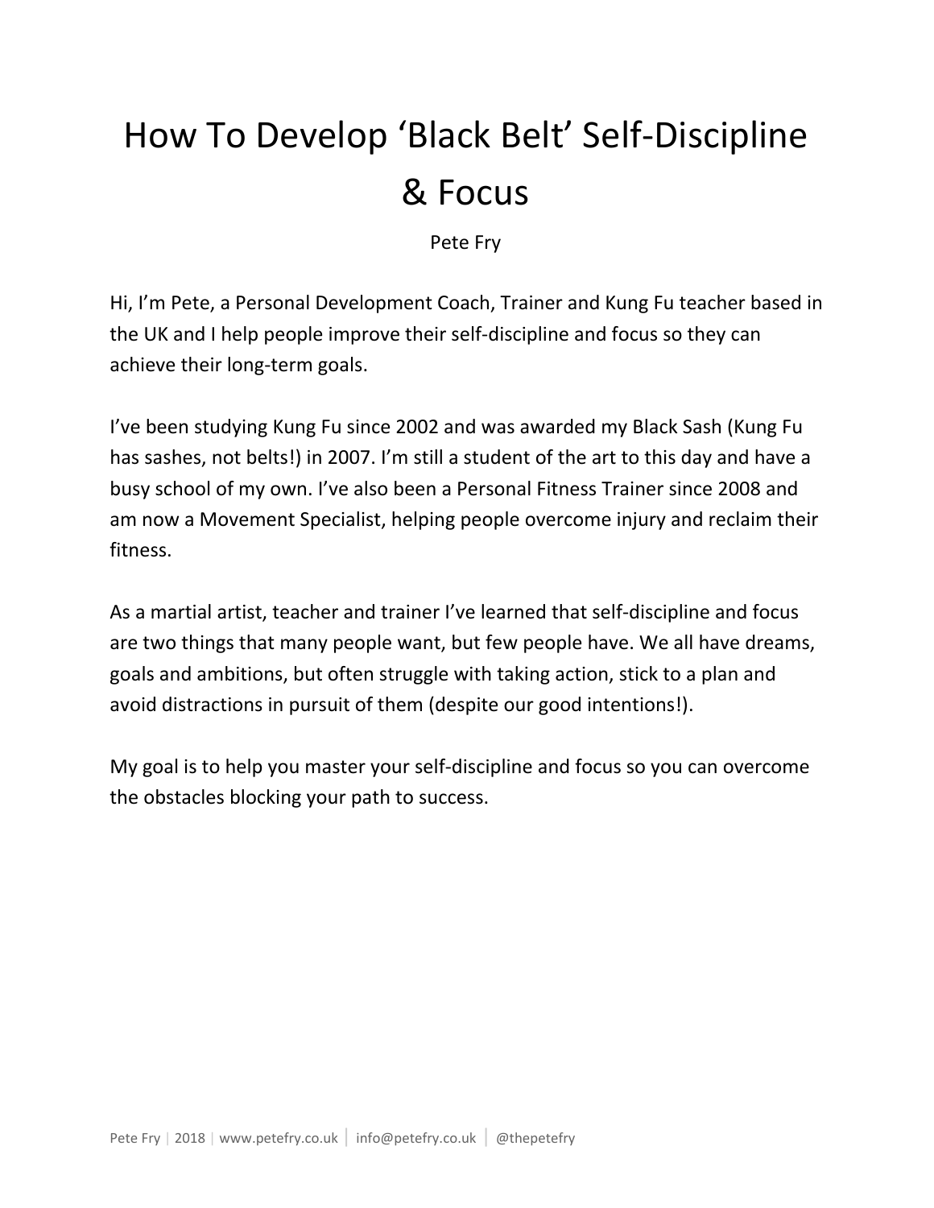# How To Develop 'Black Belt' Self-Discipline & Focus

Pete Fry

Hi, I'm Pete, a Personal Development Coach, Trainer and Kung Fu teacher based in the UK and I help people improve their self-discipline and focus so they can achieve their long-term goals.

I've been studying Kung Fu since 2002 and was awarded my Black Sash (Kung Fu has sashes, not belts!) in 2007. I'm still a student of the art to this day and have a busy school of my own. I've also been a Personal Fitness Trainer since 2008 and am now a Movement Specialist, helping people overcome injury and reclaim their fitness.

As a martial artist, teacher and trainer I've learned that self-discipline and focus are two things that many people want, but few people have. We all have dreams, goals and ambitions, but often struggle with taking action, stick to a plan and avoid distractions in pursuit of them (despite our good intentions!).

My goal is to help you master your self-discipline and focus so you can overcome the obstacles blocking your path to success.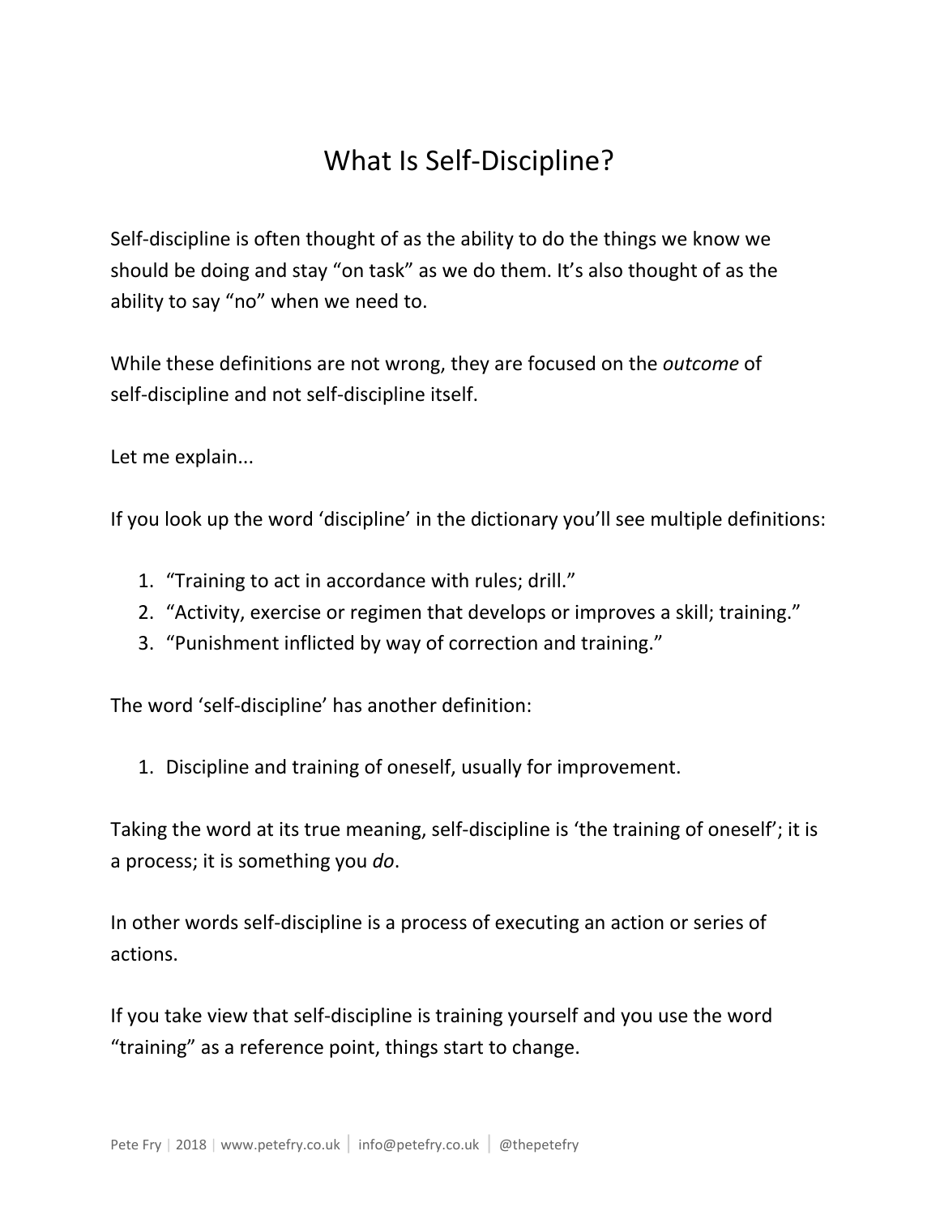# What Is Self-Discipline?

Self-discipline is often thought of as the ability to do the things we know we should be doing and stay "on task" as we do them. It's also thought of as the ability to say "no" when we need to.

While these definitions are not wrong, they are focused on the *outcome* of self-discipline and not self-discipline itself.

Let me explain...

If you look up the word 'discipline' in the dictionary you'll see multiple definitions:

1. "Training to act in accordance with rules; drill."
2. "Activity, exercise or regimen that develops or improves a skill; training."
3. "Punishment inflicted by way of correction and training."

The word 'self-discipline' has another definition:

1. Discipline and training of oneself, usually for improvement.

Taking the word at its true meaning, self-discipline is 'the training of oneself'; it is a process; it is something you *do*.

In other words self-discipline is a process of executing an action or series of actions.

If you take view that self-discipline is training yourself and you use the word "training" as a reference point, things start to change.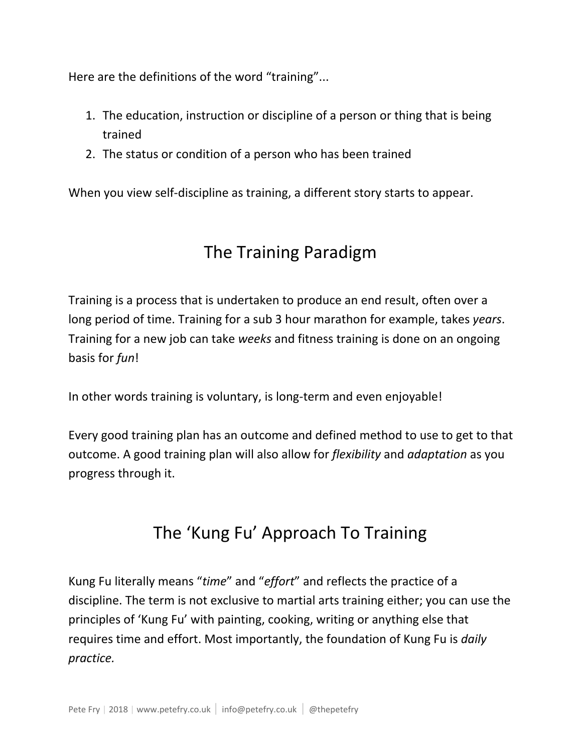Here are the definitions of the word "training"...

1. The education, instruction or discipline of a person or thing that is being trained
2. The status or condition of a person who has been trained

When you view self-discipline as training, a different story starts to appear.

## The Training Paradigm

Training is a process that is undertaken to produce an end result, often over a long period of time. Training for a sub 3 hour marathon for example, takes *years*. Training for a new job can take *weeks* and fitness training is done on an ongoing basis for *fun*!

In other words training is voluntary, is long-term and even enjoyable!

Every good training plan has an outcome and defined method to use to get to that outcome. A good training plan will also allow for *flexibility* and *adaptation* as you progress through it.

## The 'Kung Fu' Approach To Training

Kung Fu literally means "*time*" and "*effort*" and reflects the practice of a discipline. The term is not exclusive to martial arts training either; you can use the principles of 'Kung Fu' with painting, cooking, writing or anything else that requires time and effort. Most importantly, the foundation of Kung Fu is *daily practice.*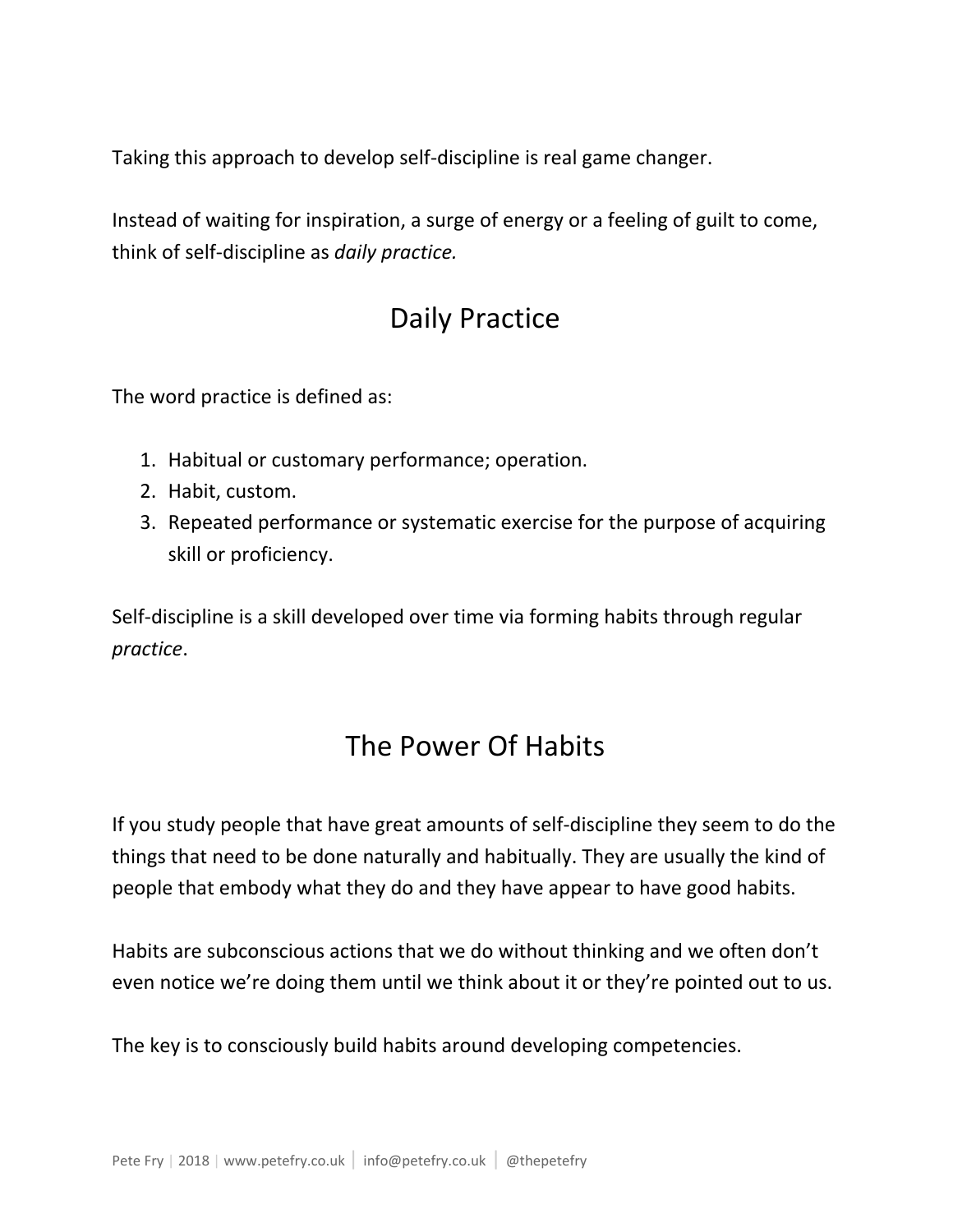Taking this approach to develop self-discipline is real game changer.

Instead of waiting for inspiration, a surge of energy or a feeling of guilt to come, think of self-discipline as *daily practice.*

## Daily Practice

The word practice is defined as:

1. Habitual or customary performance; operation.
2. Habit, custom.
3. Repeated performance or systematic exercise for the purpose of acquiring skill or proficiency.

Self-discipline is a skill developed over time via forming habits through regular *practice*.

## The Power Of Habits

If you study people that have great amounts of self-discipline they seem to do the things that need to be done naturally and habitually. They are usually the kind of people that embody what they do and they have appear to have good habits.

Habits are subconscious actions that we do without thinking and we often don't even notice we're doing them until we think about it or they're pointed out to us.

The key is to consciously build habits around developing competencies.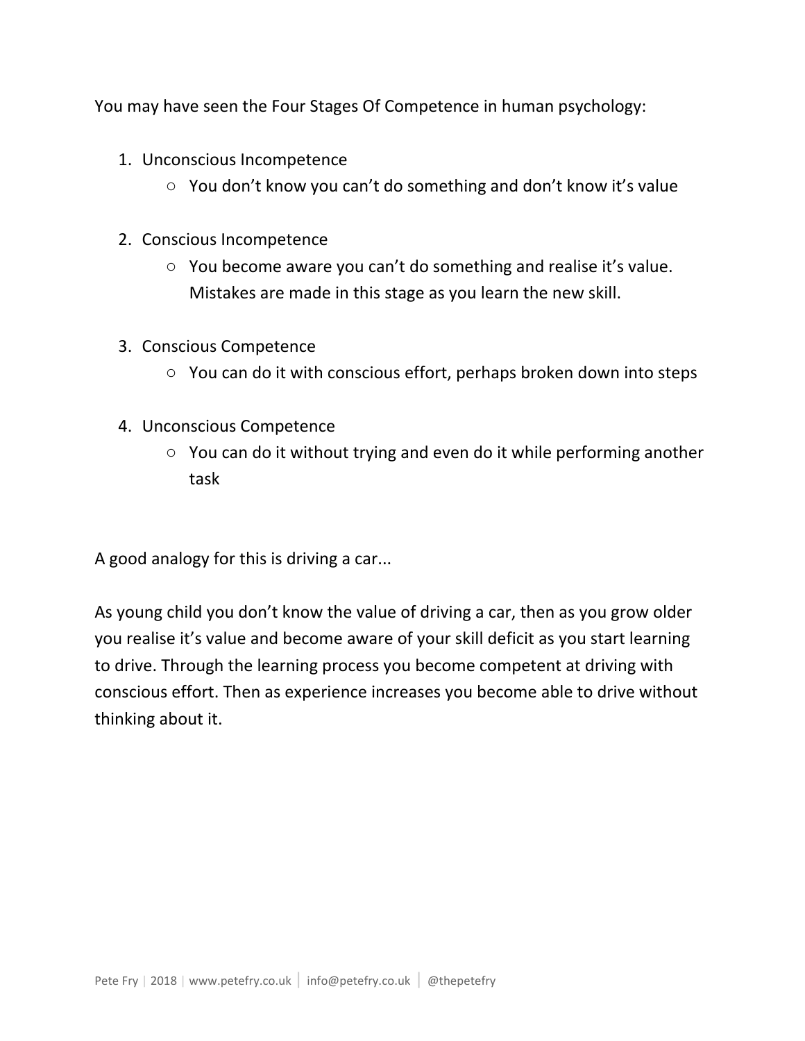You may have seen the Four Stages Of Competence in human psychology:

1. Unconscious Incompetence
    - You don't know you can't do something and don't know it's value

2. Conscious Incompetence
    - You become aware you can't do something and realise it's value. Mistakes are made in this stage as you learn the new skill.

3. Conscious Competence
    - You can do it with conscious effort, perhaps broken down into steps

4. Unconscious Competence
    - You can do it without trying and even do it while performing another task

A good analogy for this is driving a car...

As young child you don't know the value of driving a car, then as you grow older you realise it's value and become aware of your skill deficit as you start learning to drive. Through the learning process you become competent at driving with conscious effort. Then as experience increases you become able to drive without thinking about it.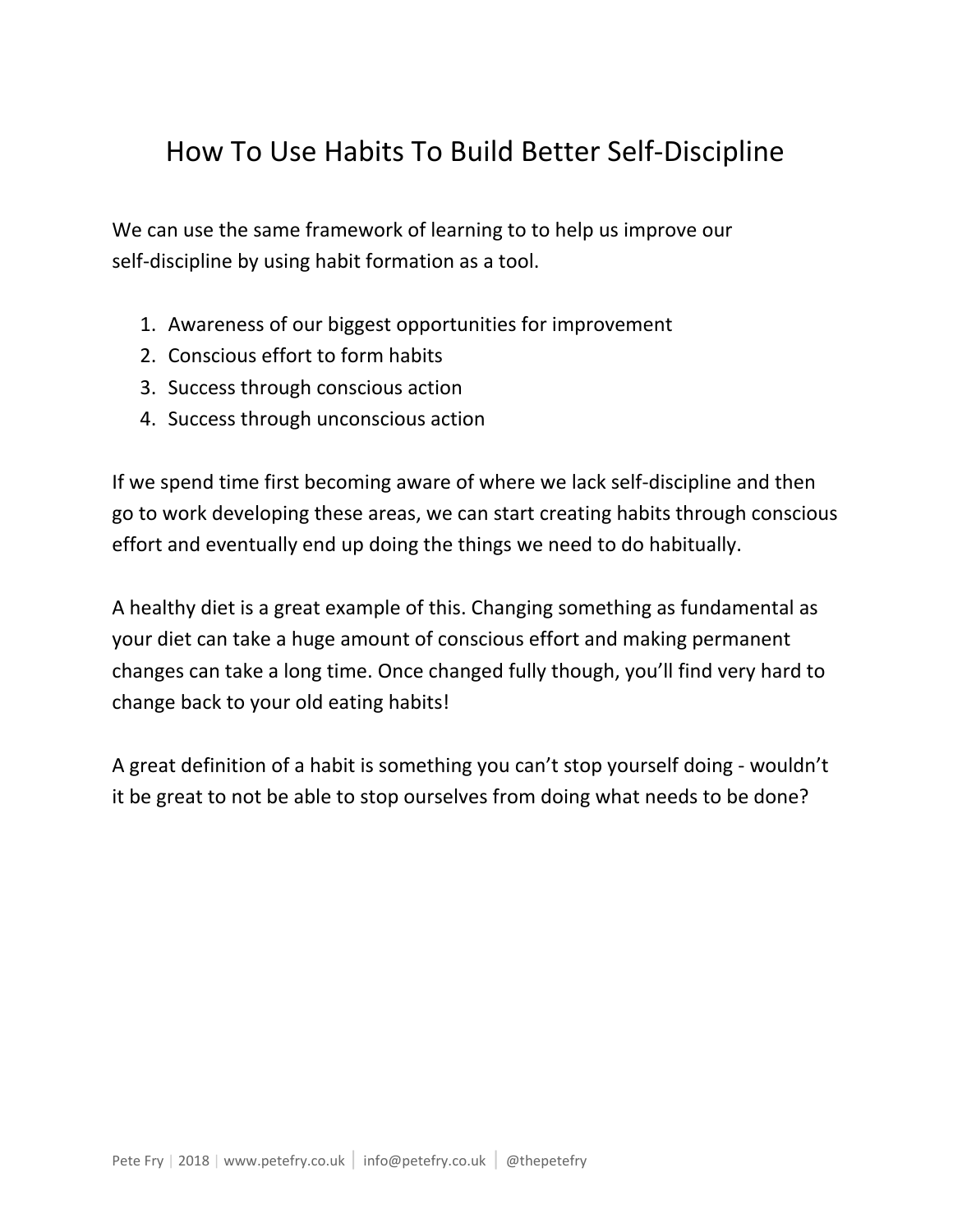# How To Use Habits To Build Better Self-Discipline

We can use the same framework of learning to to help us improve our self-discipline by using habit formation as a tool.

1. Awareness of our biggest opportunities for improvement
2. Conscious effort to form habits
3. Success through conscious action
4. Success through unconscious action

If we spend time first becoming aware of where we lack self-discipline and then go to work developing these areas, we can start creating habits through conscious effort and eventually end up doing the things we need to do habitually.

A healthy diet is a great example of this. Changing something as fundamental as your diet can take a huge amount of conscious effort and making permanent changes can take a long time. Once changed fully though, you'll find very hard to change back to your old eating habits!

A great definition of a habit is something you can't stop yourself doing - wouldn't it be great to not be able to stop ourselves from doing what needs to be done?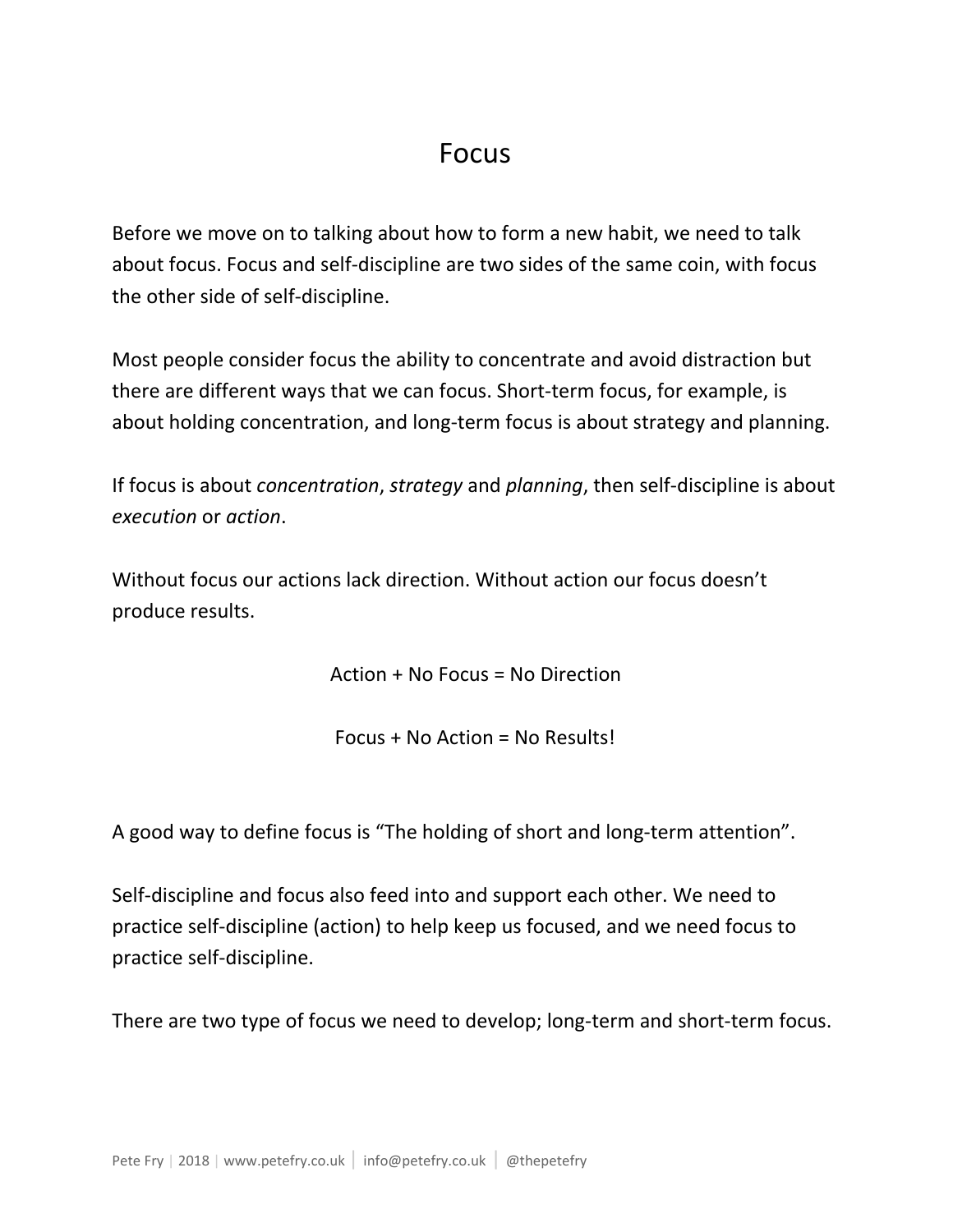# Focus

Before we move on to talking about how to form a new habit, we need to talk about focus. Focus and self-discipline are two sides of the same coin, with focus the other side of self-discipline.

Most people consider focus the ability to concentrate and avoid distraction but there are different ways that we can focus. Short-term focus, for example, is about holding concentration, and long-term focus is about strategy and planning.

If focus is about *concentration*, *strategy* and *planning*, then self-discipline is about *execution* or *action*.

Without focus our actions lack direction. Without action our focus doesn't produce results.

Action + No Focus = No Direction

Focus + No Action = No Results!

A good way to define focus is "The holding of short and long-term attention".

Self-discipline and focus also feed into and support each other. We need to practice self-discipline (action) to help keep us focused, and we need focus to practice self-discipline.

There are two type of focus we need to develop; long-term and short-term focus.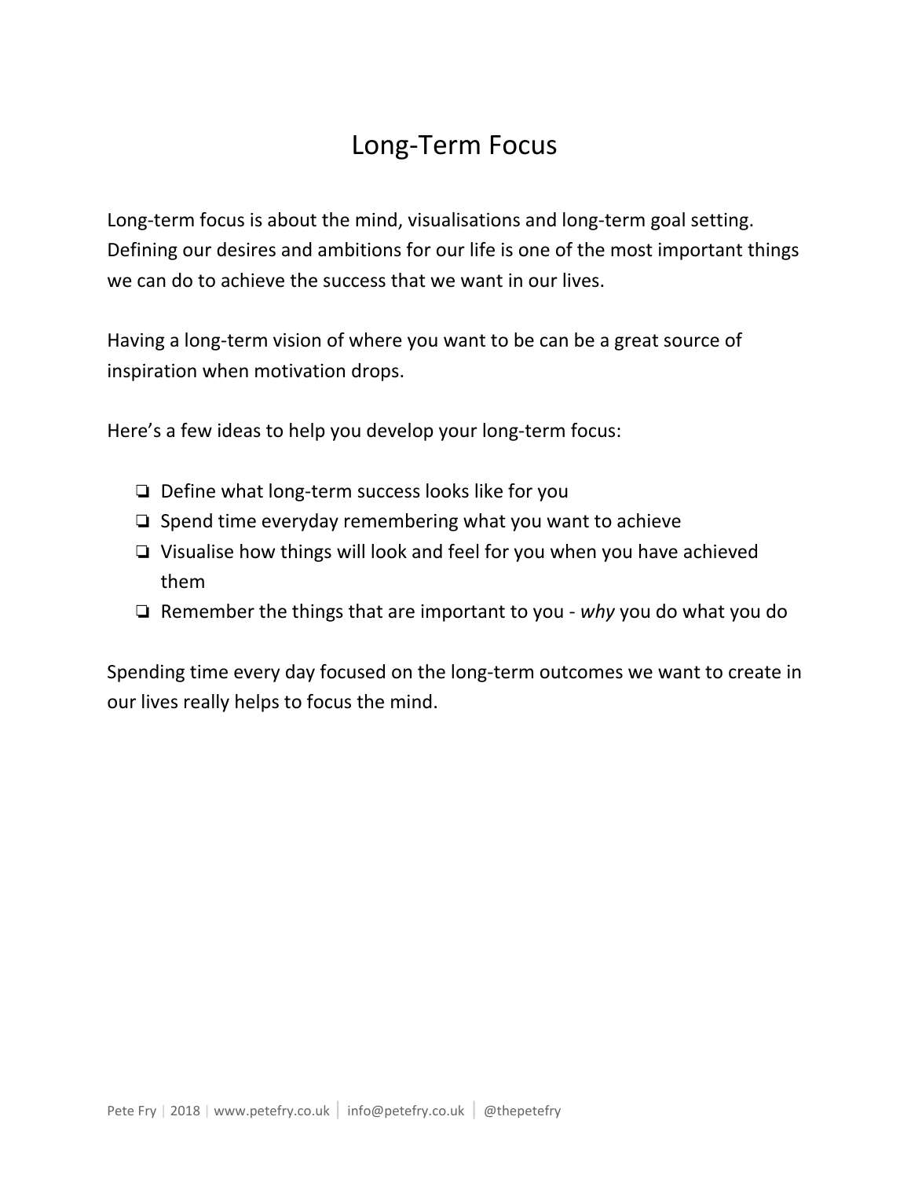# Long-Term Focus

Long-term focus is about the mind, visualisations and long-term goal setting. Defining our desires and ambitions for our life is one of the most important things we can do to achieve the success that we want in our lives.

Having a long-term vision of where you want to be can be a great source of inspiration when motivation drops.

Here's a few ideas to help you develop your long-term focus:

- [ ] Define what long-term success looks like for you
- [ ] Spend time everyday remembering what you want to achieve
- [ ] Visualise how things will look and feel for you when you have achieved them
- [ ] Remember the things that are important to you - *why* you do what you do

Spending time every day focused on the long-term outcomes we want to create in our lives really helps to focus the mind.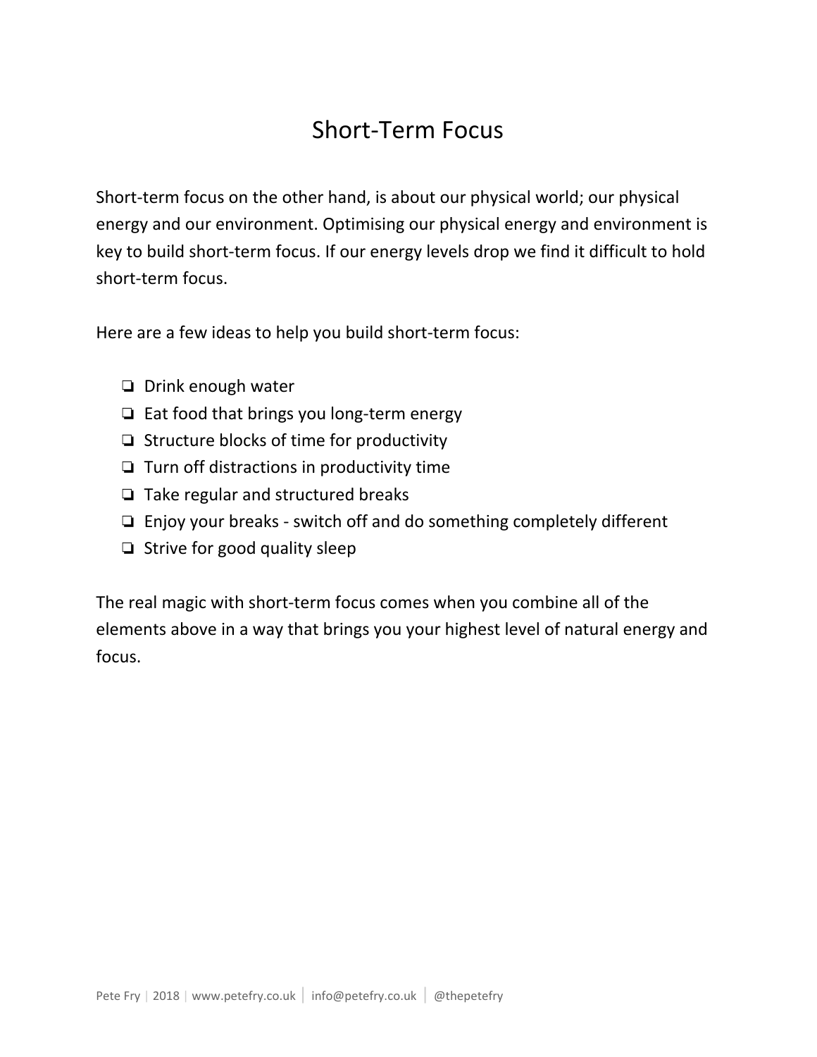# Short-Term Focus

Short-term focus on the other hand, is about our physical world; our physical energy and our environment. Optimising our physical energy and environment is key to build short-term focus. If our energy levels drop we find it difficult to hold short-term focus.

Here are a few ideas to help you build short-term focus:

- ❏ Drink enough water
- ❏ Eat food that brings you long-term energy
- ❏ Structure blocks of time for productivity
- ❏ Turn off distractions in productivity time
- ❏ Take regular and structured breaks
- ❏ Enjoy your breaks - switch off and do something completely different
- ❏ Strive for good quality sleep

The real magic with short-term focus comes when you combine all of the elements above in a way that brings you your highest level of natural energy and focus.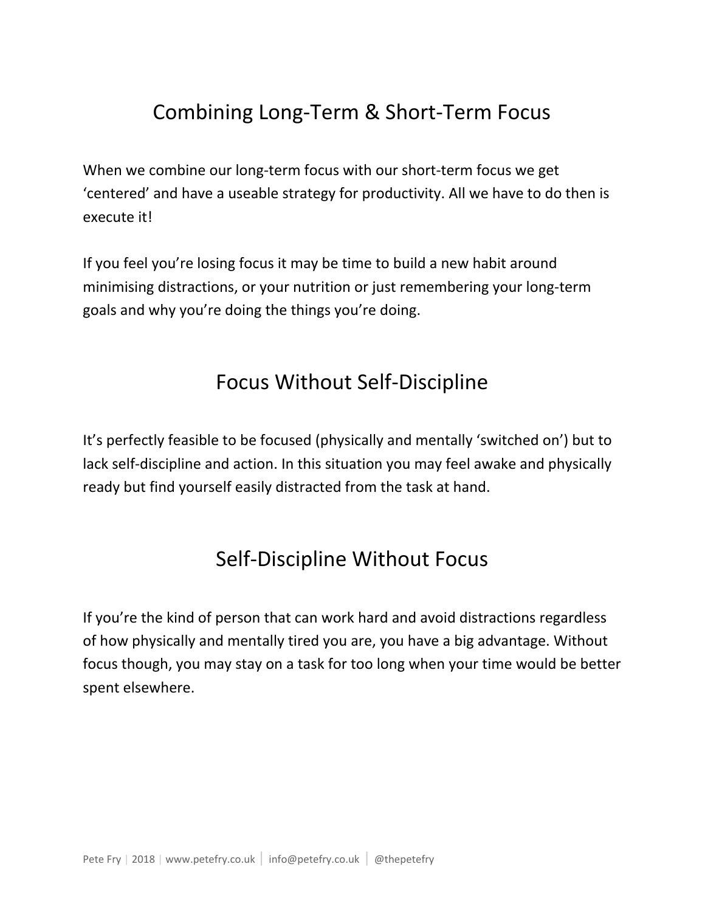## Combining Long-Term & Short-Term Focus

When we combine our long-term focus with our short-term focus we get 'centered' and have a useable strategy for productivity. All we have to do then is execute it!

If you feel you're losing focus it may be time to build a new habit around minimising distractions, or your nutrition or just remembering your long-term goals and why you're doing the things you're doing.

## Focus Without Self-Discipline

It's perfectly feasible to be focused (physically and mentally 'switched on') but to lack self-discipline and action. In this situation you may feel awake and physically ready but find yourself easily distracted from the task at hand.

## Self-Discipline Without Focus

If you're the kind of person that can work hard and avoid distractions regardless of how physically and mentally tired you are, you have a big advantage. Without focus though, you may stay on a task for too long when your time would be better spent elsewhere.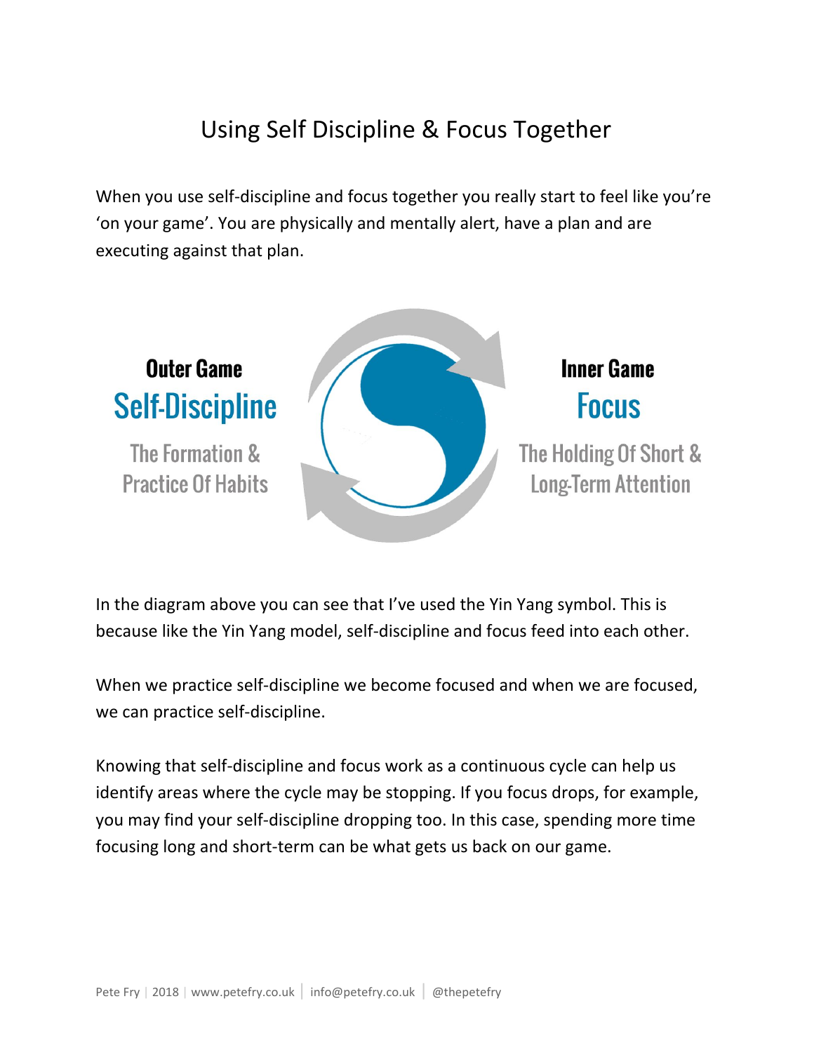# Using Self Discipline & Focus Together

When you use self-discipline and focus together you really start to feel like you're 'on your game'. You are physically and mentally alert, have a plan and are executing against that plan.

**Outer Game**
Self-Discipline
The Formation & Practice Of Habits

**Inner Game**
Focus
The Holding Of Short & Long-Term Attention

In the diagram above you can see that I've used the Yin Yang symbol. This is because like the Yin Yang model, self-discipline and focus feed into each other.

When we practice self-discipline we become focused and when we are focused, we can practice self-discipline.

Knowing that self-discipline and focus work as a continuous cycle can help us identify areas where the cycle may be stopping. If you focus drops, for example, you may find your self-discipline dropping too. In this case, spending more time focusing long and short-term can be what gets us back on our game.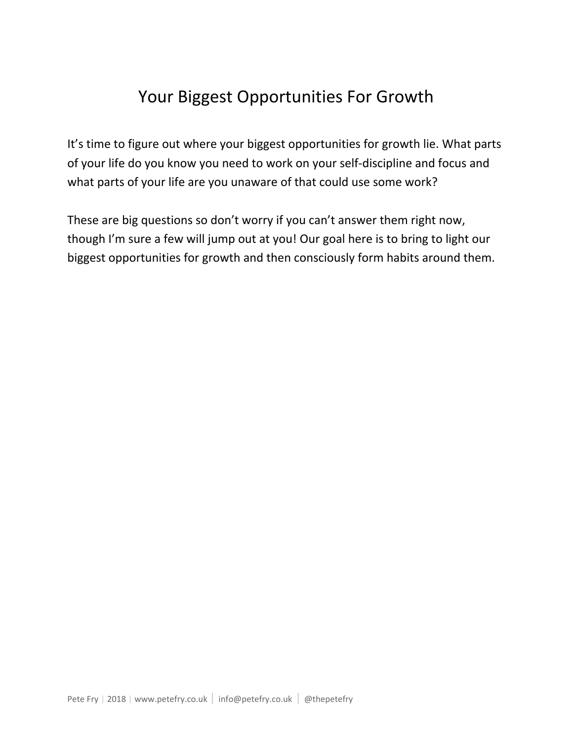# Your Biggest Opportunities For Growth

It's time to figure out where your biggest opportunities for growth lie. What parts of your life do you know you need to work on your self-discipline and focus and what parts of your life are you unaware of that could use some work?

These are big questions so don't worry if you can't answer them right now, though I'm sure a few will jump out at you! Our goal here is to bring to light our biggest opportunities for growth and then consciously form habits around them.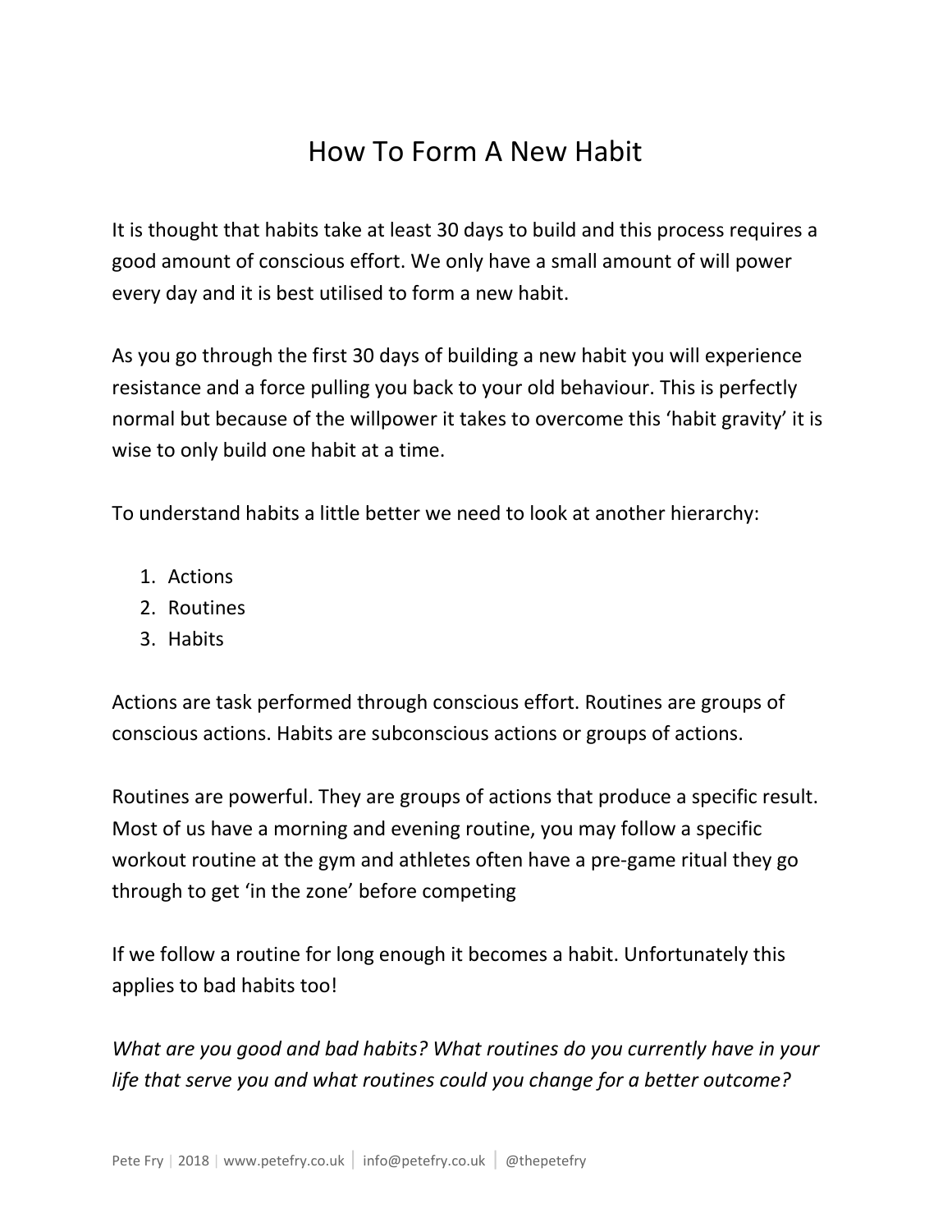# How To Form A New Habit

It is thought that habits take at least 30 days to build and this process requires a good amount of conscious effort. We only have a small amount of will power every day and it is best utilised to form a new habit.

As you go through the first 30 days of building a new habit you will experience resistance and a force pulling you back to your old behaviour. This is perfectly normal but because of the willpower it takes to overcome this 'habit gravity' it is wise to only build one habit at a time.

To understand habits a little better we need to look at another hierarchy:

1. Actions
2. Routines
3. Habits

Actions are task performed through conscious effort. Routines are groups of conscious actions. Habits are subconscious actions or groups of actions.

Routines are powerful. They are groups of actions that produce a specific result. Most of us have a morning and evening routine, you may follow a specific workout routine at the gym and athletes often have a pre-game ritual they go through to get 'in the zone' before competing

If we follow a routine for long enough it becomes a habit. Unfortunately this applies to bad habits too!

*What are you good and bad habits? What routines do you currently have in your life that serve you and what routines could you change for a better outcome?*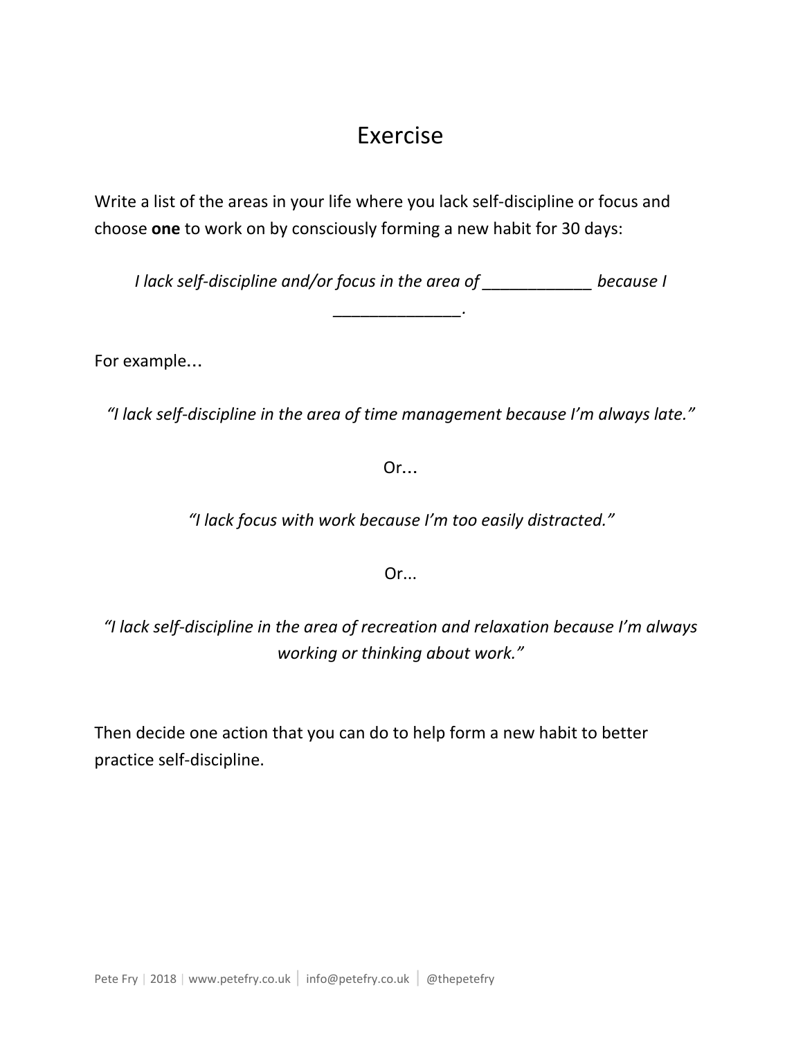# Exercise

Write a list of the areas in your life where you lack self-discipline or focus and choose **one** to work on by consciously forming a new habit for 30 days:

*I lack self-discipline and/or focus in the area of ____________ because I ______________.*

For example…

*"I lack self-discipline in the area of time management because I'm always late."*

Or…

*"I lack focus with work because I'm too easily distracted."*

Or...

*"I lack self-discipline in the area of recreation and relaxation because I'm always working or thinking about work."*

Then decide one action that you can do to help form a new habit to better practice self-discipline.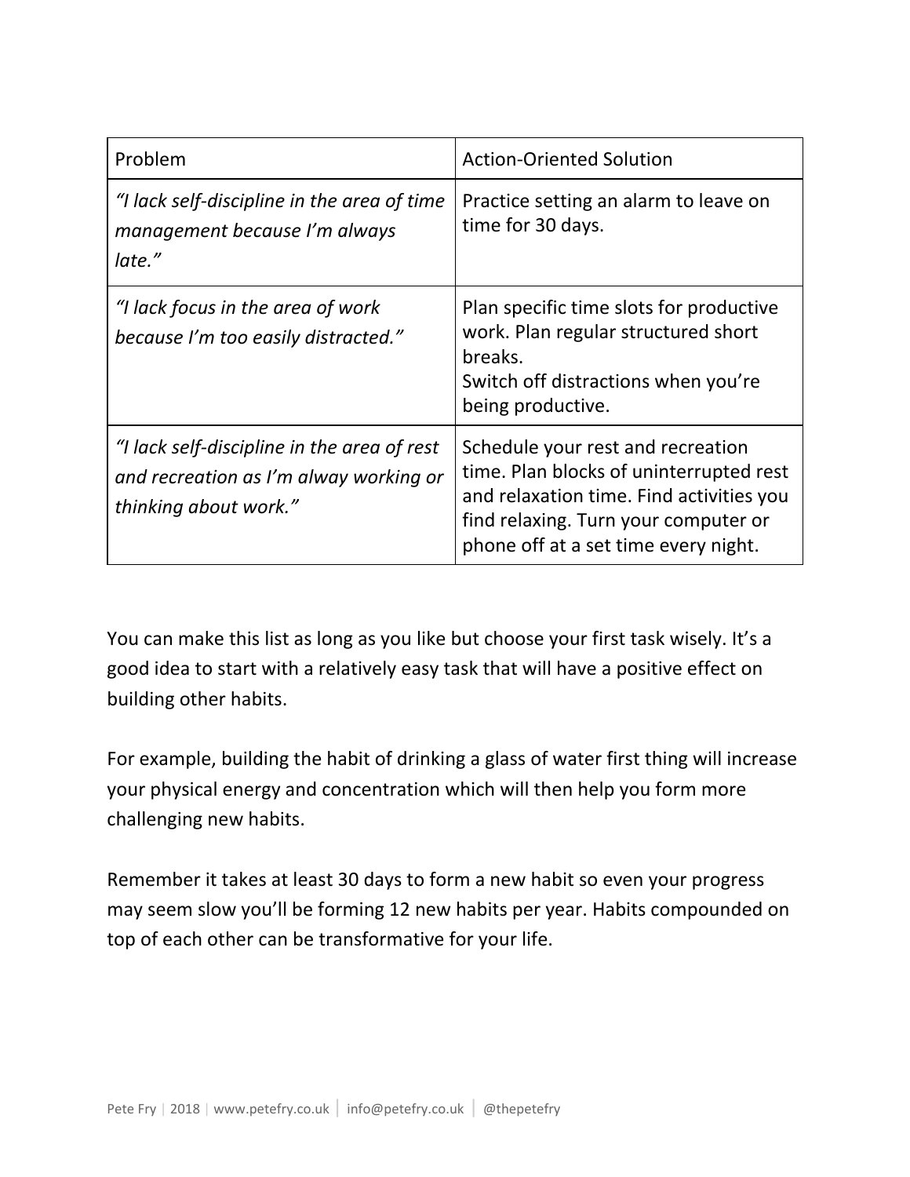| Problem | Action-Oriented Solution |
| --- | --- |
| *"I lack self-discipline in the area of time management because I'm always late."* | Practice setting an alarm to leave on time for 30 days. |
| *"I lack focus in the area of work because I'm too easily distracted."* | Plan specific time slots for productive work. Plan regular structured short breaks. Switch off distractions when you're being productive. |
| *"I lack self-discipline in the area of rest and recreation as I'm alway working or thinking about work."* | Schedule your rest and recreation time. Plan blocks of uninterrupted rest and relaxation time. Find activities you find relaxing. Turn your computer or phone off at a set time every night. |

You can make this list as long as you like but choose your first task wisely. It's a good idea to start with a relatively easy task that will have a positive effect on building other habits.

For example, building the habit of drinking a glass of water first thing will increase your physical energy and concentration which will then help you form more challenging new habits.

Remember it takes at least 30 days to form a new habit so even your progress may seem slow you'll be forming 12 new habits per year. Habits compounded on top of each other can be transformative for your life.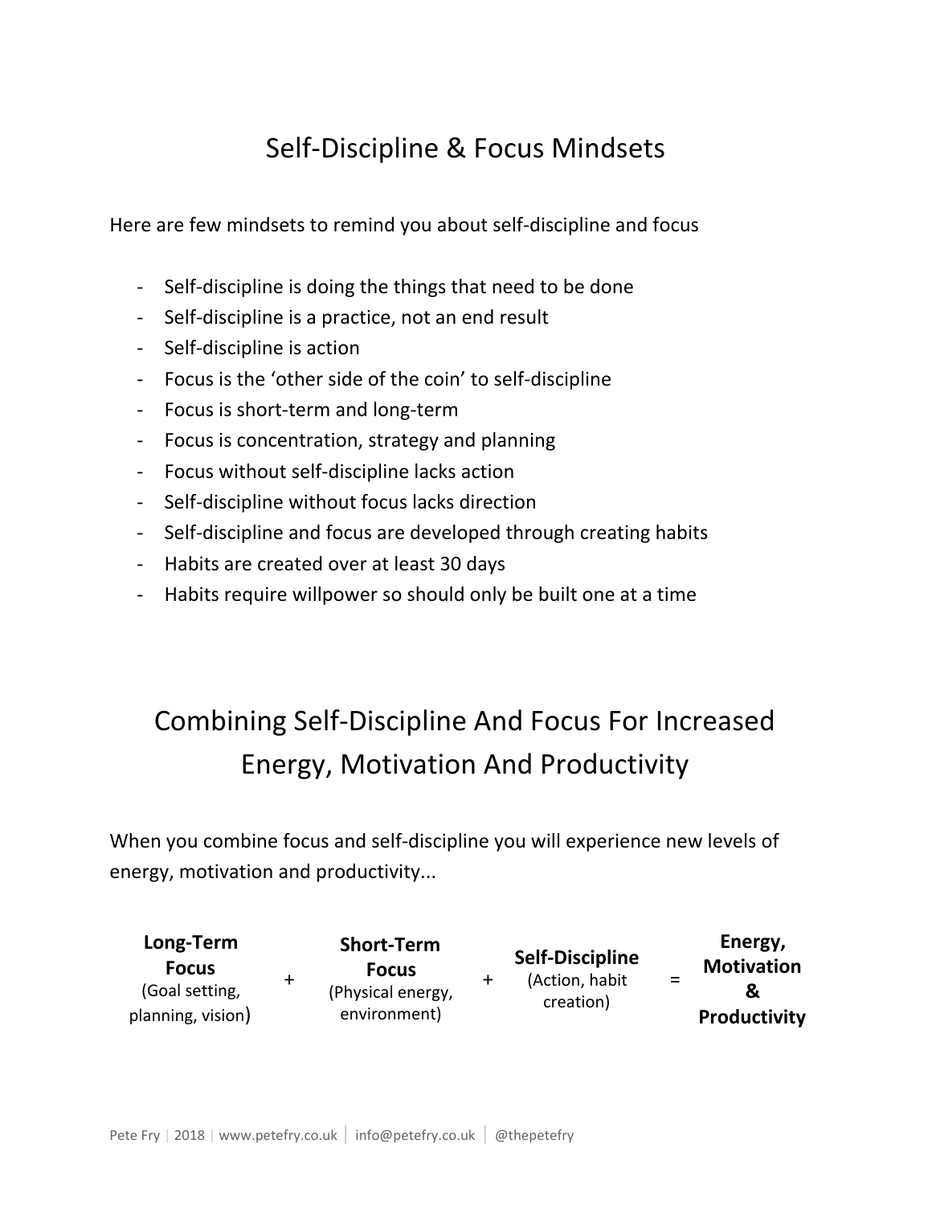# Self-Discipline & Focus Mindsets

Here are few mindsets to remind you about self-discipline and focus

- Self-discipline is doing the things that need to be done
- Self-discipline is a practice, not an end result
- Self-discipline is action
- Focus is the 'other side of the coin' to self-discipline
- Focus is short-term and long-term
- Focus is concentration, strategy and planning
- Focus without self-discipline lacks action
- Self-discipline without focus lacks direction
- Self-discipline and focus are developed through creating habits
- Habits are created over at least 30 days
- Habits require willpower so should only be built one at a time

# Combining Self-Discipline And Focus For Increased Energy, Motivation And Productivity

When you combine focus and self-discipline you will experience new levels of energy, motivation and productivity...

**Long-Term Focus** (Goal setting, planning, vision) + **Short-Term Focus** (Physical energy, environment) + **Self-Discipline** (Action, habit creation) = **Energy, Motivation & Productivity**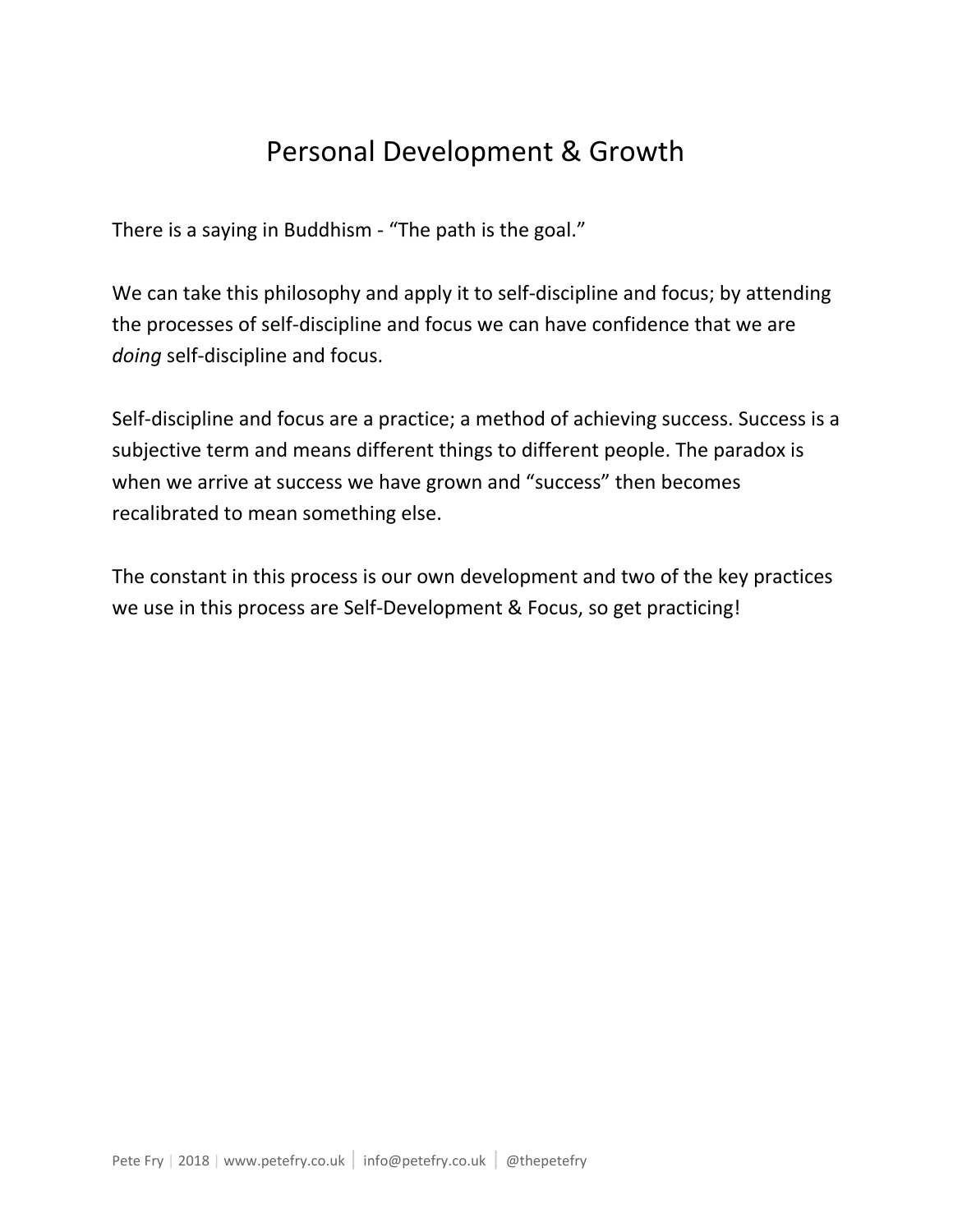# Personal Development & Growth

There is a saying in Buddhism - "The path is the goal."

We can take this philosophy and apply it to self-discipline and focus; by attending the processes of self-discipline and focus we can have confidence that we are *doing* self-discipline and focus.

Self-discipline and focus are a practice; a method of achieving success. Success is a subjective term and means different things to different people. The paradox is when we arrive at success we have grown and "success" then becomes recalibrated to mean something else.

The constant in this process is our own development and two of the key practices we use in this process are Self-Development & Focus, so get practicing!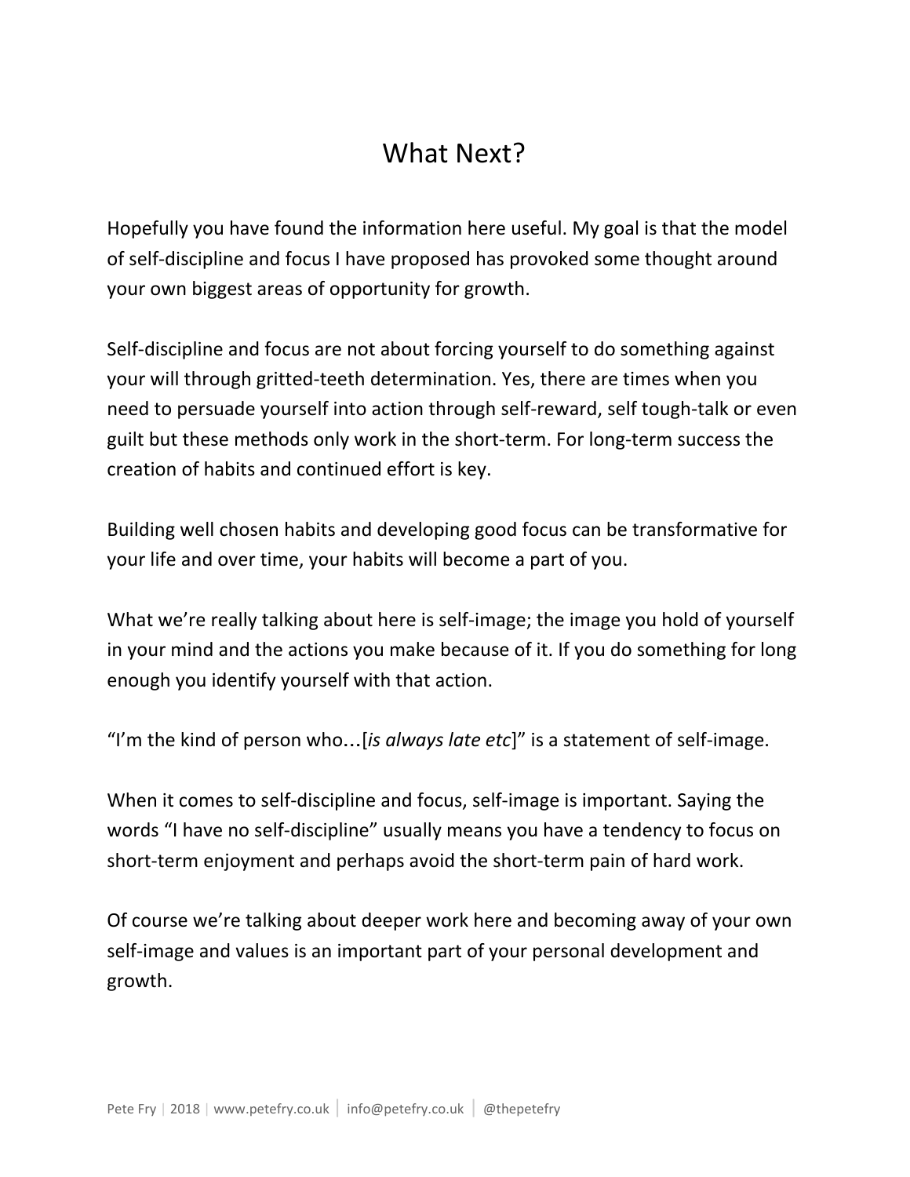# What Next?

Hopefully you have found the information here useful. My goal is that the model of self-discipline and focus I have proposed has provoked some thought around your own biggest areas of opportunity for growth.

Self-discipline and focus are not about forcing yourself to do something against your will through gritted-teeth determination. Yes, there are times when you need to persuade yourself into action through self-reward, self tough-talk or even guilt but these methods only work in the short-term. For long-term success the creation of habits and continued effort is key.

Building well chosen habits and developing good focus can be transformative for your life and over time, your habits will become a part of you.

What we're really talking about here is self-image; the image you hold of yourself in your mind and the actions you make because of it. If you do something for long enough you identify yourself with that action.

"I'm the kind of person who…[*is always late etc*]" is a statement of self-image.

When it comes to self-discipline and focus, self-image is important. Saying the words "I have no self-discipline" usually means you have a tendency to focus on short-term enjoyment and perhaps avoid the short-term pain of hard work.

Of course we're talking about deeper work here and becoming away of your own self-image and values is an important part of your personal development and growth.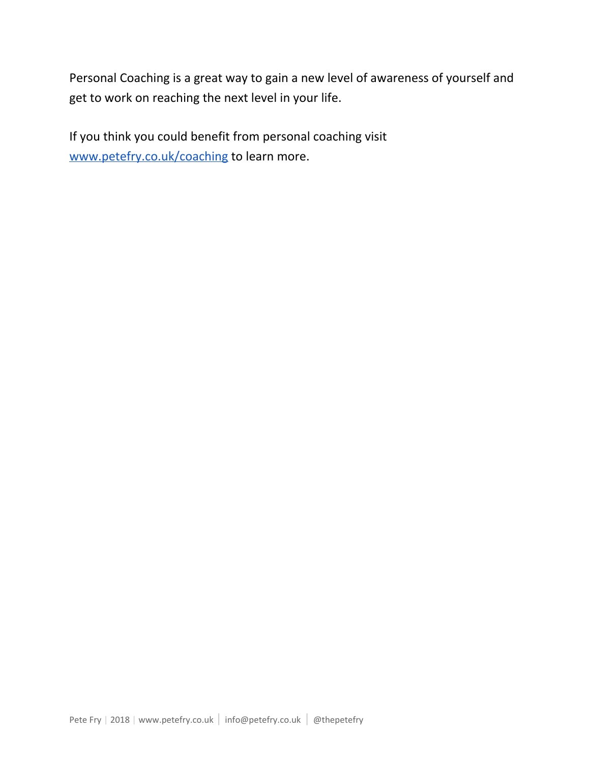Personal Coaching is a great way to gain a new level of awareness of yourself and get to work on reaching the next level in your life.

If you think you could benefit from personal coaching visit [www.petefry.co.uk/coaching](http://www.petefry.co.uk/coaching) to learn more.